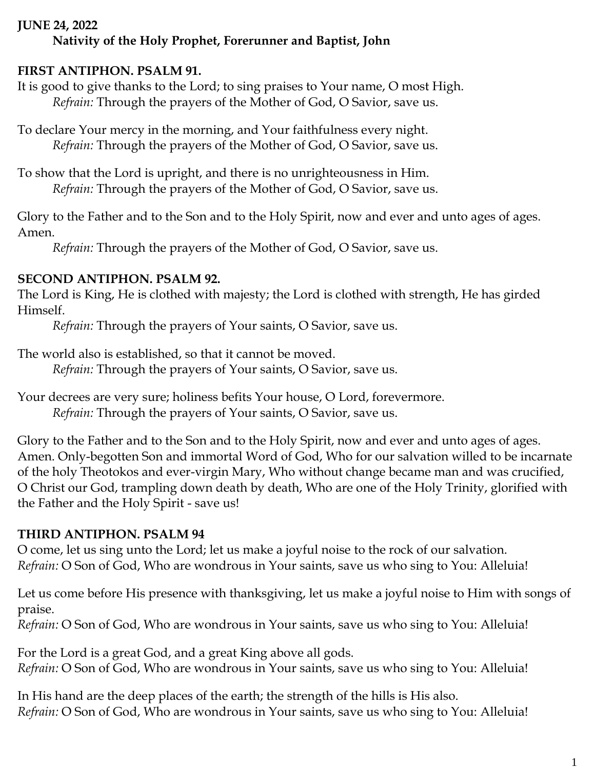**JUNE 24, 2022**

**Nativity of the Holy Prophet, Forerunner and Baptist, John**

**FIRST ANTIPHON. PSALM 91.**

It is good to give thanks to the Lord; to sing praises to Your name, O most High.

*Refrain:* Through the prayers of the Mother of God, O Savior, save us.

To declare Your mercy in the morning, and Your faithfulness every night.

*Refrain:* Through the prayers of the Mother of God, O Savior, save us.

To show that the Lord is upright, and there is no unrighteousness in Him.

*Refrain:* Through the prayers of the Mother of God, O Savior, save us.

Glory to the Father and to the Son and to the Holy Spirit, now and ever and unto ages of ages. Amen.

*Refrain:* Through the prayers of the Mother of God, O Savior, save us.

**SECOND ANTIPHON. PSALM 92.**

The Lord is King, He is clothed with majesty; the Lord is clothed with strength, He has girded Himself.

*Refrain:* Through the prayers of Your saints, O Savior, save us.

The world also is established, so that it cannot be moved.

*Refrain:* Through the prayers of Your saints, O Savior, save us.

Your decrees are very sure; holiness befits Your house, O Lord, forevermore.

*Refrain:* Through the prayers of Your saints, O Savior, save us.

Glory to the Father and to the Son and to the Holy Spirit, now and ever and unto ages of ages. Amen. Only-begotten Son and immortal Word of God, Who for our salvation willed to be incarnate of the holy Theotokos and ever-virgin Mary, Who without change became man and was crucified, O Christ our God, trampling down death by death, Who are one of the Holy Trinity, glorified with the Father and the Holy Spirit - save us!

**THIRD ANTIPHON. PSALM 94**

O come, let us sing unto the Lord; let us make a joyful noise to the rock of our salvation.

*Refrain:* O Son of God, Who are wondrous in Your saints, save us who sing to You: Alleluia!

Let us come before His presence with thanksgiving, let us make a joyful noise to Him with songs of praise.

*Refrain:* O Son of God, Who are wondrous in Your saints, save us who sing to You: Alleluia!

For the Lord is a great God, and a great King above all gods.

*Refrain:* O Son of God, Who are wondrous in Your saints, save us who sing to You: Alleluia!

In His hand are the deep places of the earth; the strength of the hills is His also.

*Refrain:* O Son of God, Who are wondrous in Your saints, save us who sing to You: Alleluia!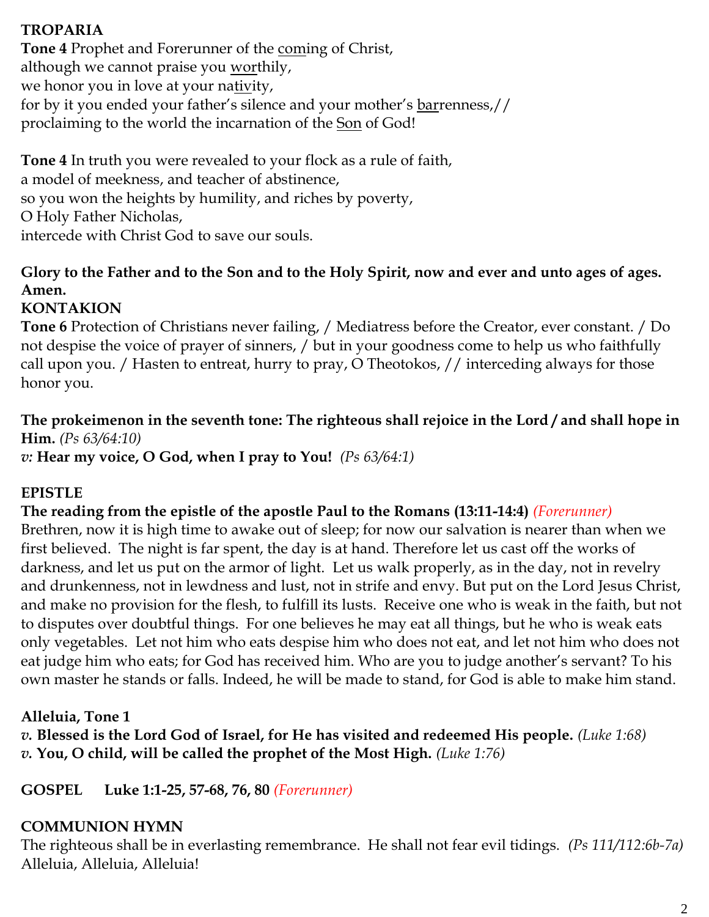**TROPARIA**

**Tone 4** Prophet and Forerunner of the coming of Christ,
although we cannot praise you worthily,
we honor you in love at your nativity,
for by it you ended your father's silence and your mother's barrenness,//
proclaiming to the world the incarnation of the Son of God!

**Tone 4** In truth you were revealed to your flock as a rule of faith,
a model of meekness, and teacher of abstinence,
so you won the heights by humility, and riches by poverty,
O Holy Father Nicholas,
intercede with Christ God to save our souls.

**Glory to the Father and to the Son and to the Holy Spirit, now and ever and unto ages of ages. Amen.**

**KONTAKION**

**Tone 6** Protection of Christians never failing, / Mediatress before the Creator, ever constant. / Do not despise the voice of prayer of sinners, / but in your goodness come to help us who faithfully call upon you. / Hasten to entreat, hurry to pray, O Theotokos, // interceding always for those honor you.

**The prokeimenon in the seventh tone: The righteous shall rejoice in the Lord / and shall hope in Him.** *(Ps 63/64:10)*
*v:* **Hear my voice, O God, when I pray to You!** *(Ps 63/64:1)*

**EPISTLE**

**The reading from the epistle of the apostle Paul to the Romans (13:11-14:4)** *(Forerunner)*
Brethren, now it is high time to awake out of sleep; for now our salvation is nearer than when we first believed. The night is far spent, the day is at hand. Therefore let us cast off the works of darkness, and let us put on the armor of light. Let us walk properly, as in the day, not in revelry and drunkenness, not in lewdness and lust, not in strife and envy. But put on the Lord Jesus Christ, and make no provision for the flesh, to fulfill its lusts. Receive one who is weak in the faith, but not to disputes over doubtful things. For one believes he may eat all things, but he who is weak eats only vegetables. Let not him who eats despise him who does not eat, and let not him who does not eat judge him who eats; for God has received him. Who are you to judge another's servant? To his own master he stands or falls. Indeed, he will be made to stand, for God is able to make him stand.

**Alleluia, Tone 1**
*v.* **Blessed is the Lord God of Israel, for He has visited and redeemed His people.** *(Luke 1:68)*
*v.* **You, O child, will be called the prophet of the Most High.** *(Luke 1:76)*

**GOSPEL** **Luke 1:1-25, 57-68, 76, 80** *(Forerunner)*

**COMMUNION HYMN**

The righteous shall be in everlasting remembrance. He shall not fear evil tidings. *(Ps 111/112:6b-7a)*
Alleluia, Alleluia, Alleluia!